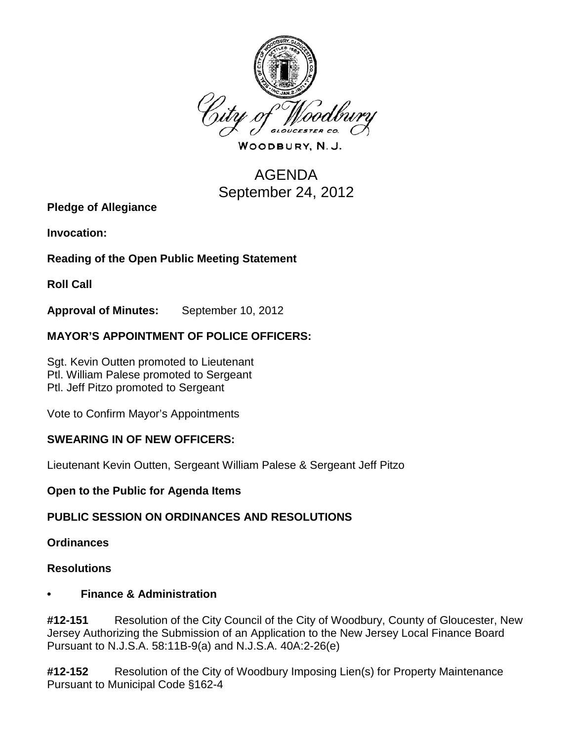City of Woodbury

WOODBURY, N. J.

# AGENDA
# September 24, 2012

**Pledge of Allegiance**

**Invocation:**

**Reading of the Open Public Meeting Statement**

**Roll Call**

**Approval of Minutes:** September 10, 2012

## MAYOR'S APPOINTMENT OF POLICE OFFICERS:

Sgt. Kevin Outten promoted to Lieutenant
Ptl. William Palese promoted to Sergeant
Ptl. Jeff Pitzo promoted to Sergeant

Vote to Confirm Mayor's Appointments

## SWEARING IN OF NEW OFFICERS:

Lieutenant Kevin Outten, Sergeant William Palese & Sergeant Jeff Pitzo

**Open to the Public for Agenda Items**

## PUBLIC SESSION ON ORDINANCES AND RESOLUTIONS

**Ordinances**

**Resolutions**

- **Finance & Administration**

**#12-151** Resolution of the City Council of the City of Woodbury, County of Gloucester, New Jersey Authorizing the Submission of an Application to the New Jersey Local Finance Board Pursuant to N.J.S.A. 58:11B-9(a) and N.J.S.A. 40A:2-26(e)

**#12-152** Resolution of the City of Woodbury Imposing Lien(s) for Property Maintenance Pursuant to Municipal Code §162-4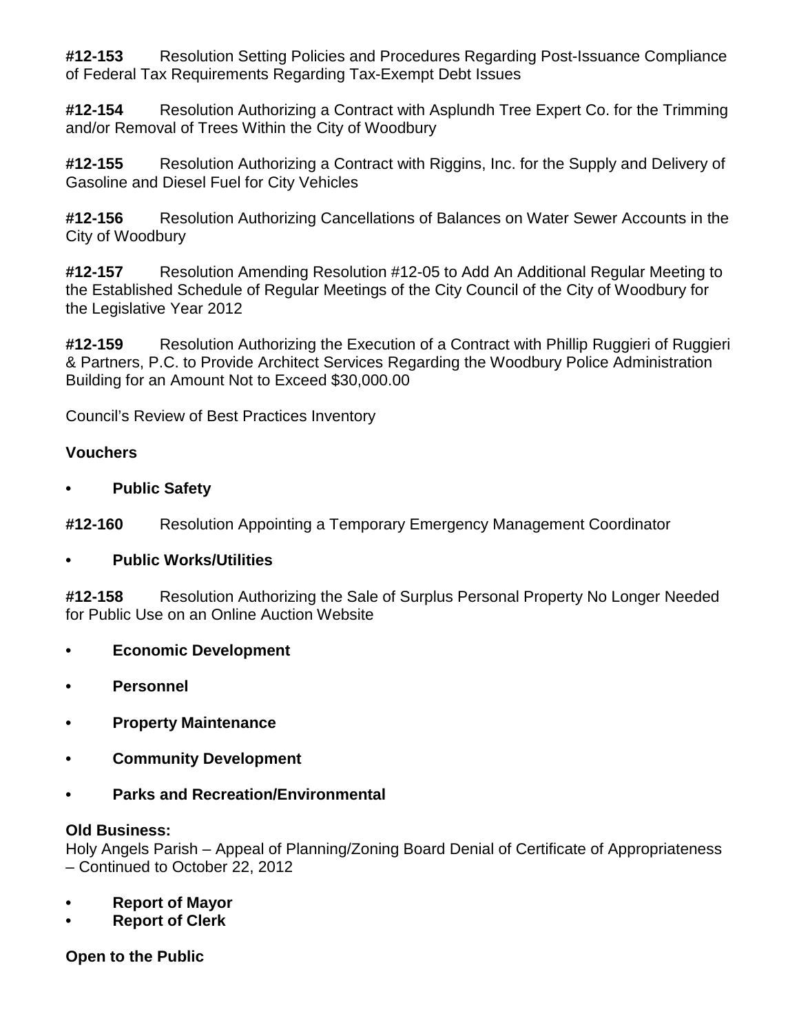**#12-153** Resolution Setting Policies and Procedures Regarding Post-Issuance Compliance of Federal Tax Requirements Regarding Tax-Exempt Debt Issues

**#12-154** Resolution Authorizing a Contract with Asplundh Tree Expert Co. for the Trimming and/or Removal of Trees Within the City of Woodbury

**#12-155** Resolution Authorizing a Contract with Riggins, Inc. for the Supply and Delivery of Gasoline and Diesel Fuel for City Vehicles

**#12-156** Resolution Authorizing Cancellations of Balances on Water Sewer Accounts in the City of Woodbury

**#12-157** Resolution Amending Resolution #12-05 to Add An Additional Regular Meeting to the Established Schedule of Regular Meetings of the City Council of the City of Woodbury for the Legislative Year 2012

**#12-159** Resolution Authorizing the Execution of a Contract with Phillip Ruggieri of Ruggieri & Partners, P.C. to Provide Architect Services Regarding the Woodbury Police Administration Building for an Amount Not to Exceed $30,000.00

Council's Review of Best Practices Inventory

**Vouchers**

- **Public Safety**

**#12-160** Resolution Appointing a Temporary Emergency Management Coordinator

- **Public Works/Utilities**

**#12-158** Resolution Authorizing the Sale of Surplus Personal Property No Longer Needed for Public Use on an Online Auction Website

- **Economic Development**
- **Personnel**
- **Property Maintenance**
- **Community Development**
- **Parks and Recreation/Environmental**

**Old Business:**
Holy Angels Parish – Appeal of Planning/Zoning Board Denial of Certificate of Appropriateness – Continued to October 22, 2012

- **Report of Mayor**
- **Report of Clerk**

**Open to the Public**